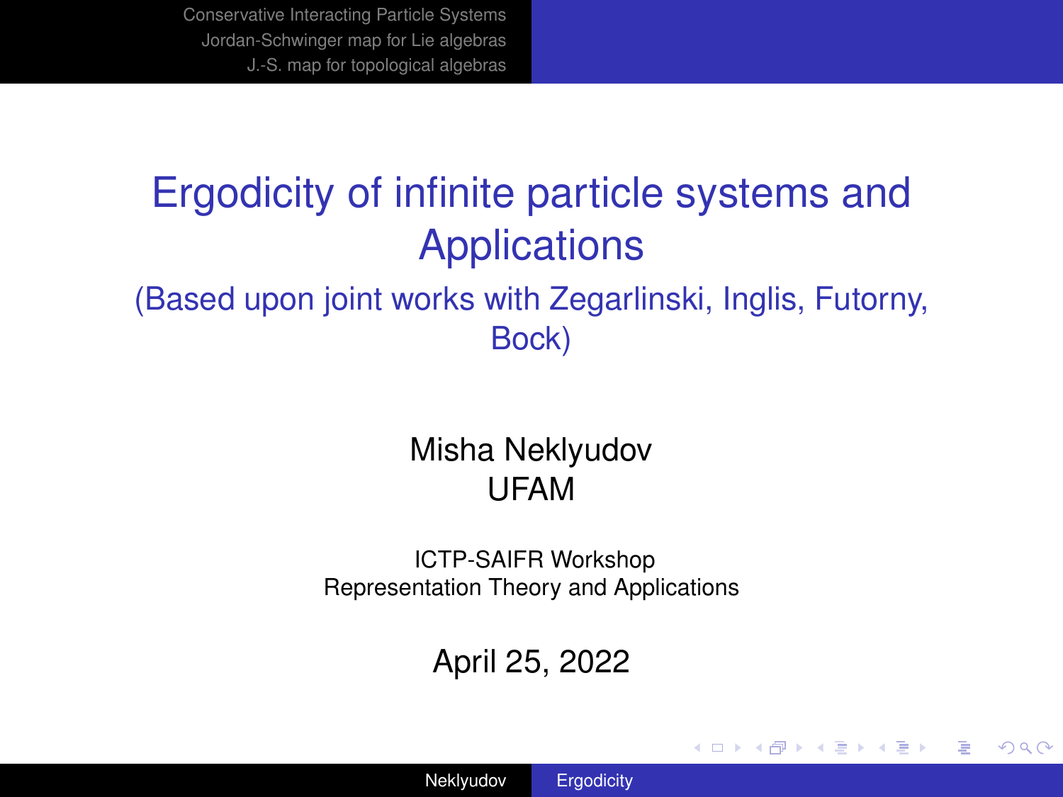# Ergodicity of infinite particle systems and Applications

## (Based upon joint works with Zegarlinski, Inglis, Futorny, Bock)

Misha Neklyudov
UFAM

ICTP-SAIFR Workshop
Representation Theory and Applications

April 25, 2022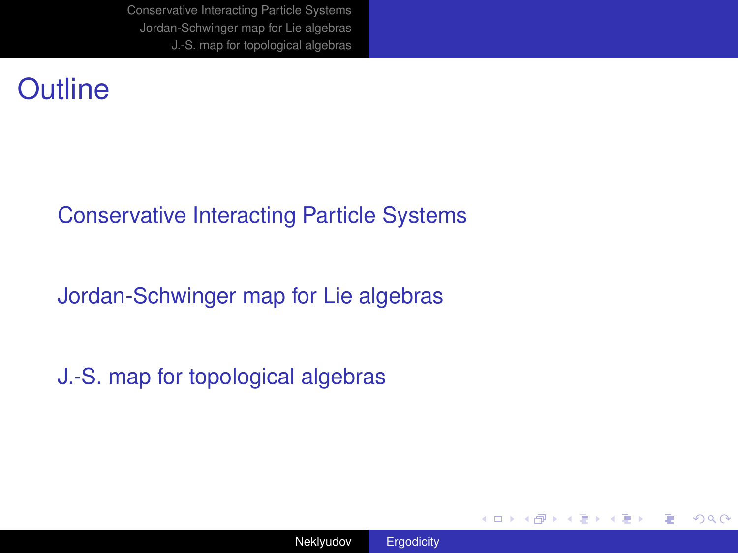# Outline

- Conservative Interacting Particle Systems
- Jordan-Schwinger map for Lie algebras
- J.-S. map for topological algebras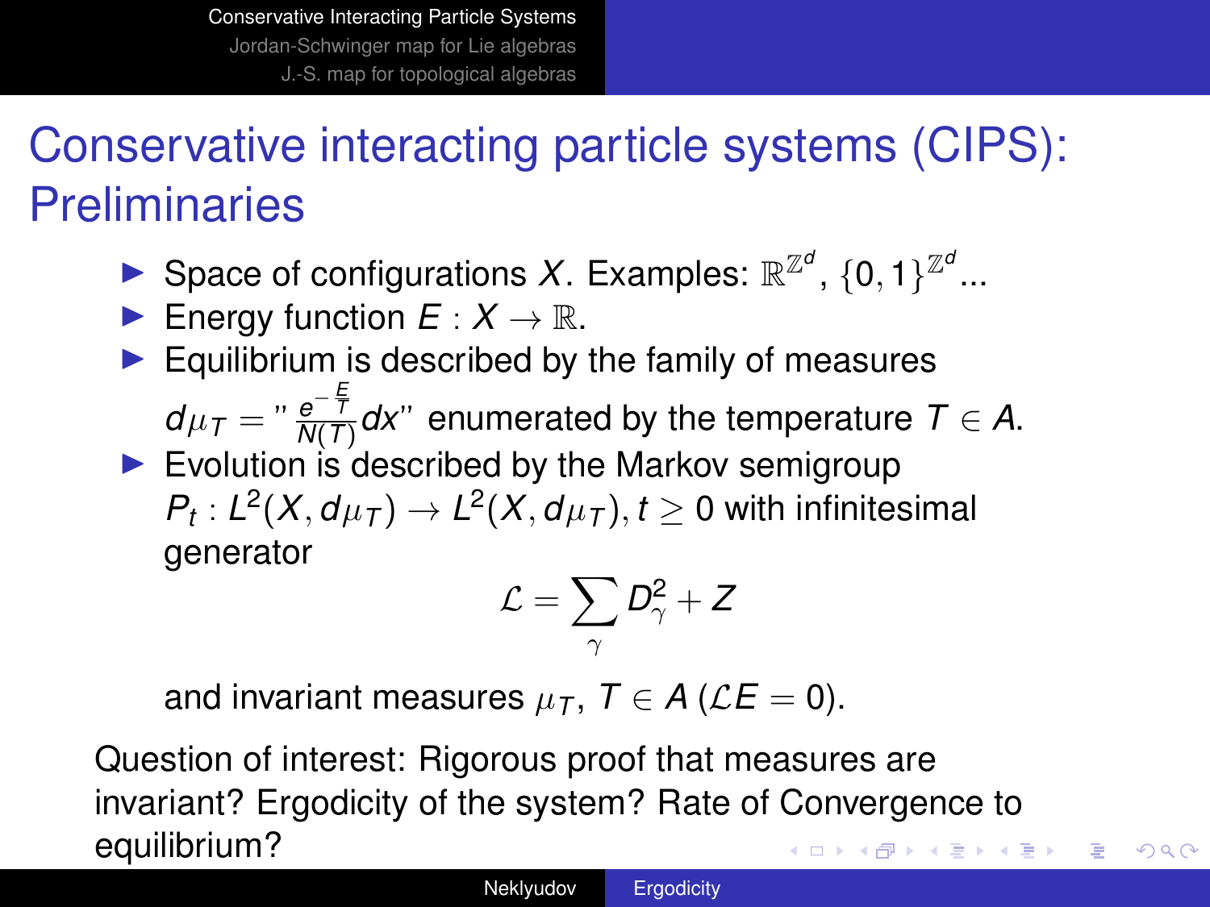# Conservative interacting particle systems (CIPS): Preliminaries

- Space of configurations $X$. Examples: $\mathbb{R}^{\mathbb{Z}^d}$, $\{0,1\}^{\mathbb{Z}^d}$...
- Energy function $E : X \to \mathbb{R}$.
- Equilibrium is described by the family of measures $d\mu_T = " \frac{e^{-\frac{E}{T}}}{N(T)} dx"$ enumerated by the temperature $T \in A$.
- Evolution is described by the Markov semigroup $P_t : L^2(X, d\mu_T) \to L^2(X, d\mu_T), t \geq 0$ with infinitesimal generator

$$\mathcal{L} = \sum_{\gamma} D_{\gamma}^2 + Z$$

  and invariant measures $\mu_T$, $T \in A$ ($\mathcal{L}E = 0$).

Question of interest: Rigorous proof that measures are invariant? Ergodicity of the system? Rate of Convergence to equilibrium?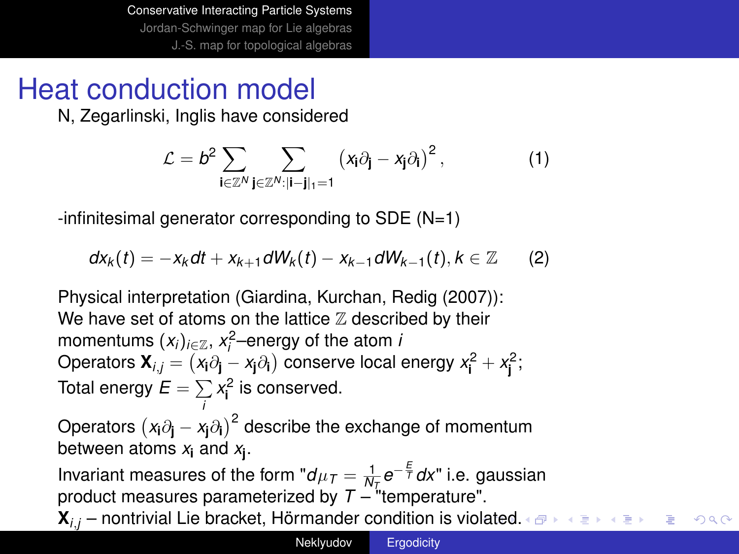# Heat conduction model

N, Zegarlinski, Inglis have considered

$$\mathcal{L} = b^2 \sum_{\mathbf{i}\in\mathbb{Z}^N} \sum_{\mathbf{j}\in\mathbb{Z}^N:|\mathbf{i}-\mathbf{j}|_1=1} \left(x_\mathbf{i}\partial_\mathbf{j} - x_\mathbf{j}\partial_\mathbf{i}\right)^2, \tag{1}$$

-infinitesimal generator corresponding to SDE (N=1)

$$dx_k(t) = -x_k dt + x_{k+1} dW_k(t) - x_{k-1} dW_{k-1}(t), k \in \mathbb{Z} \tag{2}$$

Physical interpretation (Giardina, Kurchan, Redig (2007)):
We have set of atoms on the lattice $\mathbb{Z}$ described by their momentums $(x_i)_{i\in\mathbb{Z}}$, $x_i^2$–energy of the atom $i$
Operators $\mathbf{X}_{i,j} = \left(x_\mathbf{i}\partial_\mathbf{j} - x_\mathbf{j}\partial_\mathbf{i}\right)$ conserve local energy $x_\mathbf{i}^2 + x_\mathbf{j}^2$;
Total energy $E = \sum_i x_\mathbf{i}^2$ is conserved.

Operators $\left(x_\mathbf{i}\partial_\mathbf{j} - x_\mathbf{j}\partial_\mathbf{i}\right)^2$ describe the exchange of momentum between atoms $x_\mathbf{i}$ and $x_\mathbf{j}$.
Invariant measures of the form "$d\mu_T = \frac{1}{N_T} e^{-\frac{E}{T}} dx$" i.e. gaussian product measures parameterized by $T$ – "temperature".
$\mathbf{X}_{i,j}$ – nontrivial Lie bracket, Hörmander condition is violated.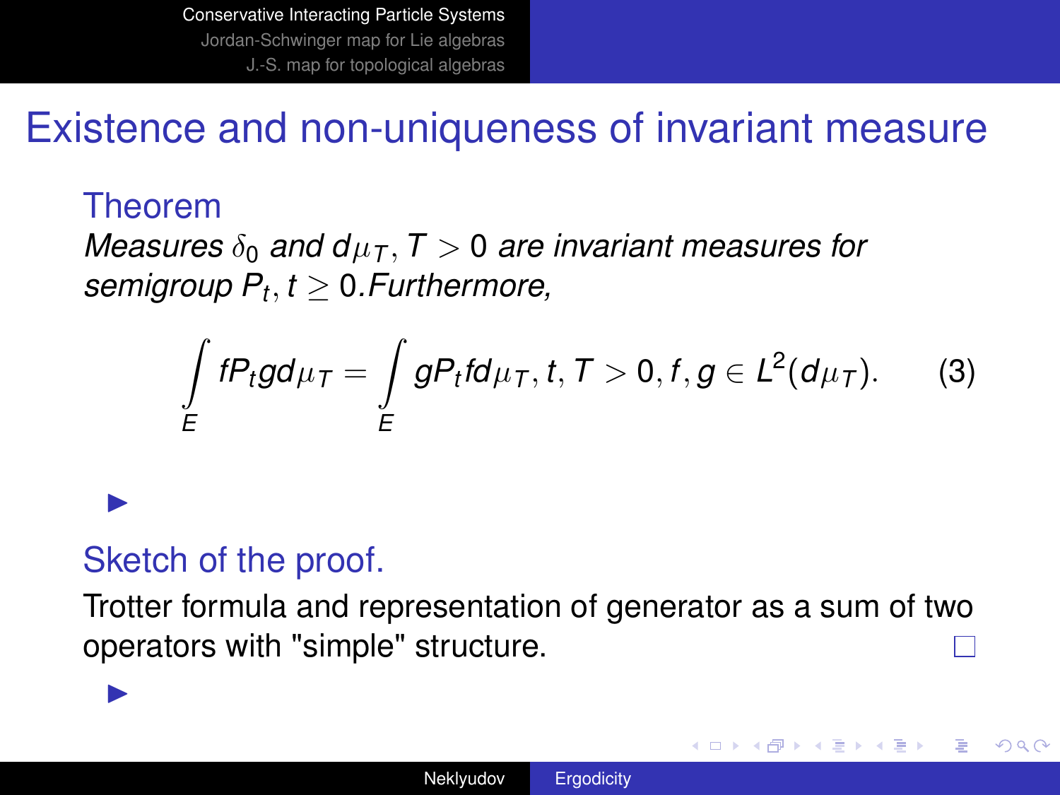## Existence and non-uniqueness of invariant measure

### Theorem

*Measures $\delta_0$ and $d\mu_T, T > 0$ are invariant measures for semigroup $P_t, t \geq 0$. Furthermore,*

$$\int_E fP_t g d\mu_T = \int_E gP_t f d\mu_T, t, T > 0, f, g \in L^2(d\mu_T). \tag{3}$$

- 

### Sketch of the proof.

Trotter formula and representation of generator as a sum of two operators with "simple" structure. □

-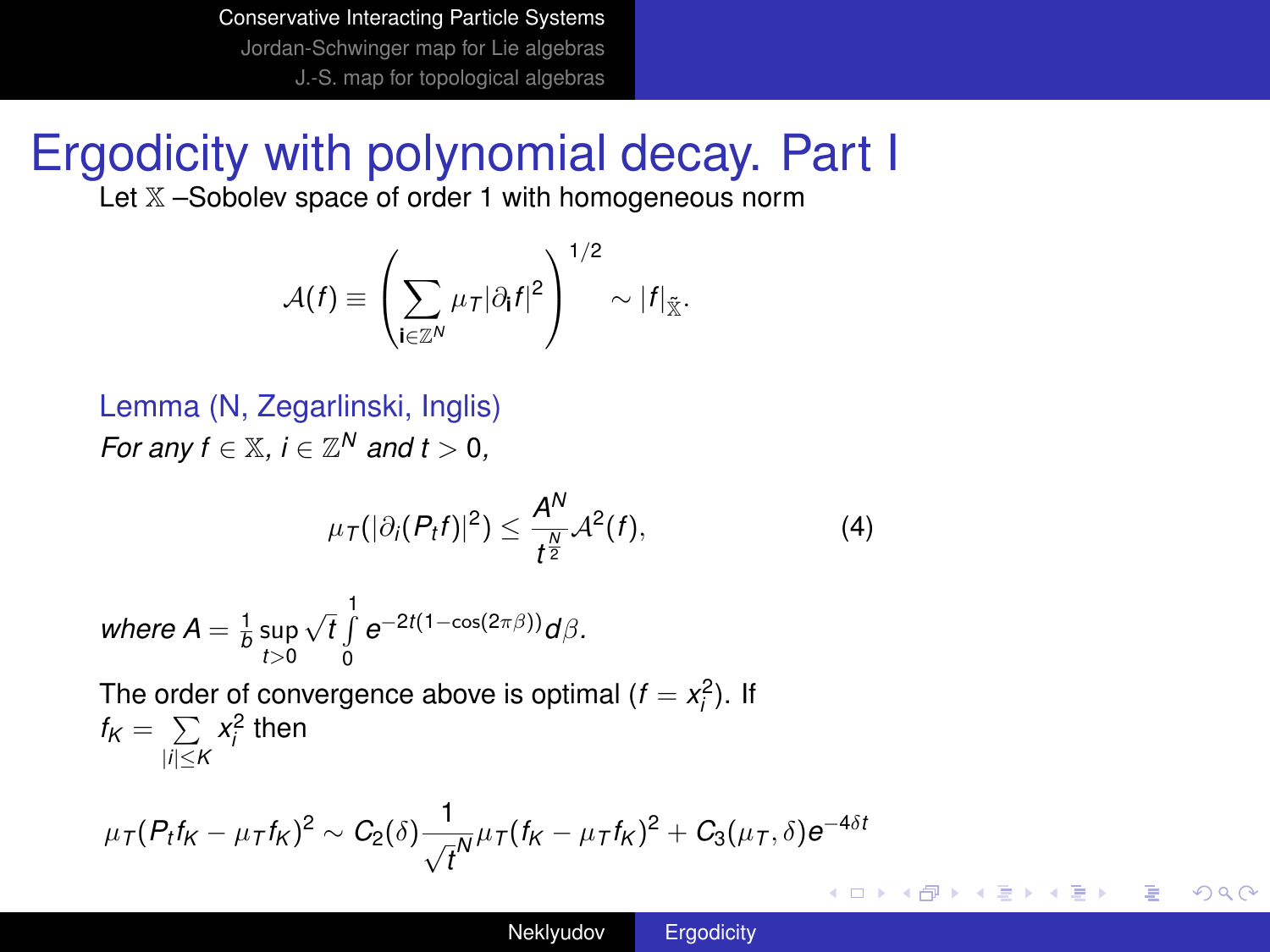# Ergodicity with polynomial decay. Part I

Let $\mathbb{X}$ –Sobolev space of order 1 with homogeneous norm

$$\mathcal{A}(f) \equiv \left( \sum_{\mathbf{i} \in \mathbb{Z}^N} \mu_T |\partial_{\mathbf{i}} f|^2 \right)^{1/2} \sim |f|_{\tilde{\mathbb{X}}}.$$

**Lemma (N, Zegarlinski, Inglis)**

*For any $f \in \mathbb{X}$, $i \in \mathbb{Z}^N$ and $t > 0$,*

$$\mu_T(|\partial_i (P_t f)|^2) \leq \frac{A^N}{t^{\frac{N}{2}}} \mathcal{A}^2(f), \tag{4}$$

*where $A = \frac{1}{b} \sup_{t>0} \sqrt{t} \int_0^1 e^{-2t(1-\cos(2\pi\beta))} d\beta$.*

The order of convergence above is optimal ($f = x_i^2$). If $f_K = \sum_{|i| \leq K} x_i^2$ then

$$\mu_T(P_t f_K - \mu_T f_K)^2 \sim C_2(\delta) \frac{1}{\sqrt{t}^N} \mu_T (f_K - \mu_T f_K)^2 + C_3(\mu_T, \delta) e^{-4\delta t}$$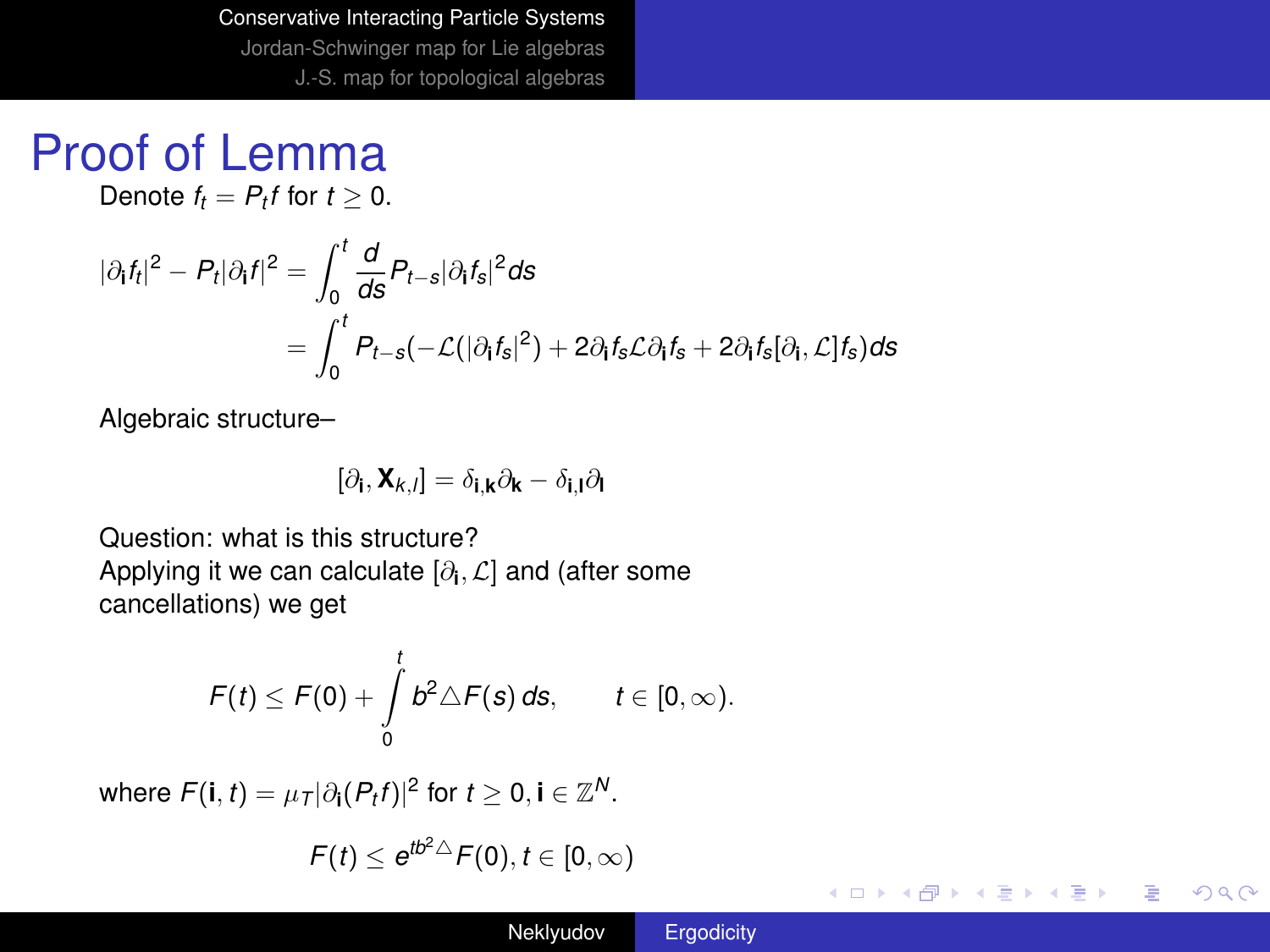# Proof of Lemma

Denote $f_t = P_t f$ for $t \geq 0$.

$$|\partial_{\mathbf{i}} f_t|^2 - P_t |\partial_{\mathbf{i}} f|^2 = \int_0^t \frac{d}{ds} P_{t-s} |\partial_{\mathbf{i}} f_s|^2 ds$$

$$= \int_0^t P_{t-s}(-\mathcal{L}(|\partial_{\mathbf{i}} f_s|^2) + 2\partial_{\mathbf{i}} f_s \mathcal{L} \partial_{\mathbf{i}} f_s + 2\partial_{\mathbf{i}} f_s [\partial_{\mathbf{i}}, \mathcal{L}] f_s) ds$$

Algebraic structure–

$$[\partial_{\mathbf{i}}, \mathbf{X}_{k,l}] = \delta_{\mathbf{i},\mathbf{k}} \partial_{\mathbf{k}} - \delta_{\mathbf{i},\mathbf{l}} \partial_{\mathbf{l}}$$

Question: what is this structure?
Applying it we can calculate $[\partial_{\mathbf{i}}, \mathcal{L}]$ and (after some cancellations) we get

$$F(t) \leq F(0) + \int_0^t b^2 \triangle F(s)\, ds, \qquad t \in [0, \infty).$$

where $F(\mathbf{i}, t) = \mu_T |\partial_{\mathbf{i}}(P_t f)|^2$ for $t \geq 0, \mathbf{i} \in \mathbb{Z}^N$.

$$F(t) \leq e^{tb^2 \triangle} F(0), t \in [0, \infty)$$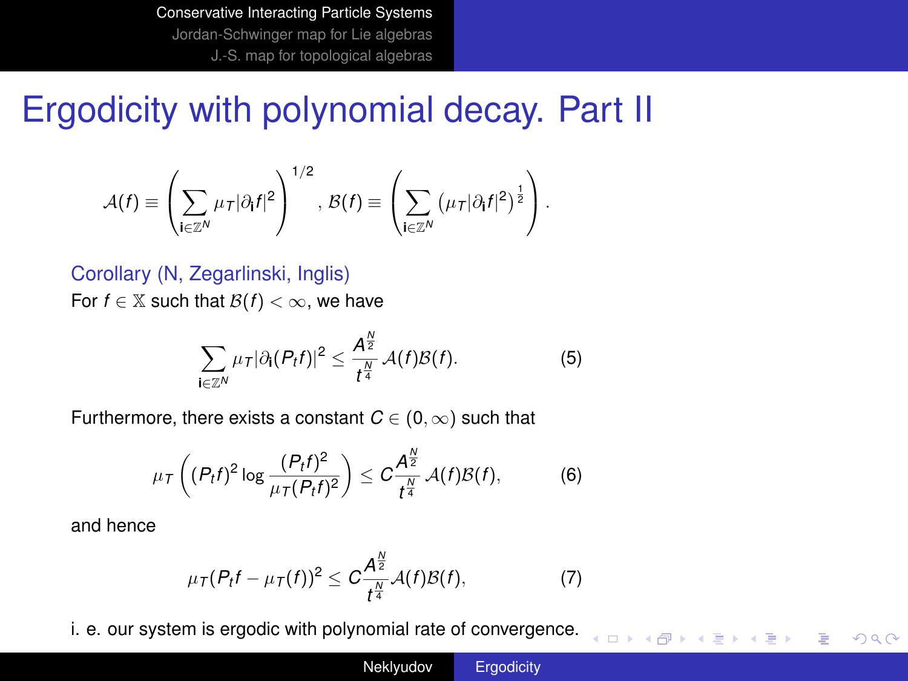# Ergodicity with polynomial decay. Part II

$$\mathcal{A}(f) \equiv \left( \sum_{\mathbf{i} \in \mathbb{Z}^N} \mu_T |\partial_{\mathbf{i}} f|^2 \right)^{1/2}, \mathcal{B}(f) \equiv \left( \sum_{\mathbf{i} \in \mathbb{Z}^N} \left( \mu_T |\partial_{\mathbf{i}} f|^2 \right)^{\frac{1}{2}} \right).$$

**Corollary (N, Zegarlinski, Inglis)**

For $f \in \mathbb{X}$ such that $\mathcal{B}(f) < \infty$, we have

$$\sum_{\mathbf{i} \in \mathbb{Z}^N} \mu_T |\partial_{\mathbf{i}} (P_t f)|^2 \leq \frac{A^{\frac{N}{2}}}{t^{\frac{N}{4}}} \mathcal{A}(f) \mathcal{B}(f). \tag{5}$$

Furthermore, there exists a constant $C \in (0, \infty)$ such that

$$\mu_T \left( (P_t f)^2 \log \frac{(P_t f)^2}{\mu_T (P_t f)^2} \right) \leq C \frac{A^{\frac{N}{2}}}{t^{\frac{N}{4}}} \mathcal{A}(f) \mathcal{B}(f), \tag{6}$$

and hence

$$\mu_T (P_t f - \mu_T(f))^2 \leq C \frac{A^{\frac{N}{2}}}{t^{\frac{N}{4}}} \mathcal{A}(f) \mathcal{B}(f), \tag{7}$$

i. e. our system is ergodic with polynomial rate of convergence.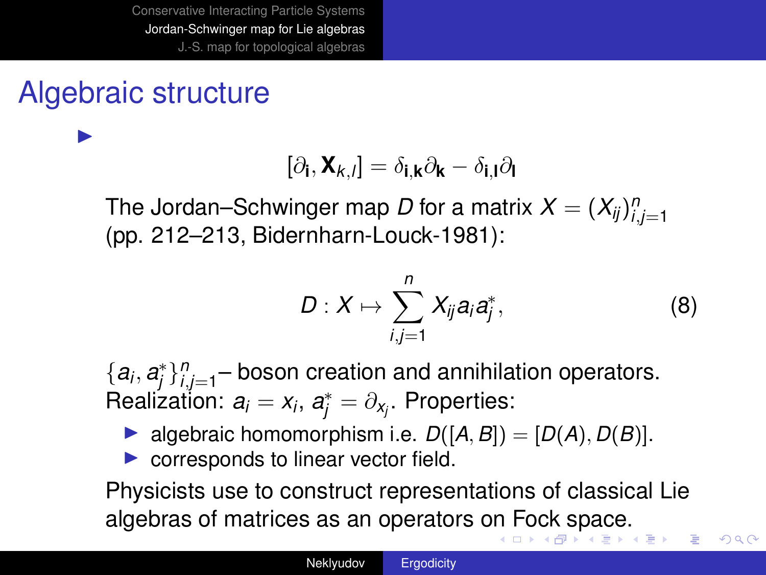# Algebraic structure

- $$[\partial_{\mathbf{i}}, \mathbf{X}_{k,l}] = \delta_{\mathbf{i},\mathbf{k}}\partial_{\mathbf{k}} - \delta_{\mathbf{i},\mathbf{l}}\partial_{\mathbf{l}}$$

  The Jordan–Schwinger map $D$ for a matrix $X = (X_{ij})_{i,j=1}^{n}$ (pp. 212–213, Bidernharn-Louck-1981):

  $$D : X \mapsto \sum_{i,j=1}^{n} X_{ij} a_i a_j^*, \tag{8}$$

  $\{a_i, a_j^*\}_{i,j=1}^{n}$– boson creation and annihilation operators. Realization: $a_i = x_i$, $a_j^* = \partial_{x_j}$. Properties:

  - algebraic homomorphism i.e. $D([A, B]) = [D(A), D(B)]$.
  - corresponds to linear vector field.

  Physicists use to construct representations of classical Lie algebras of matrices as an operators on Fock space.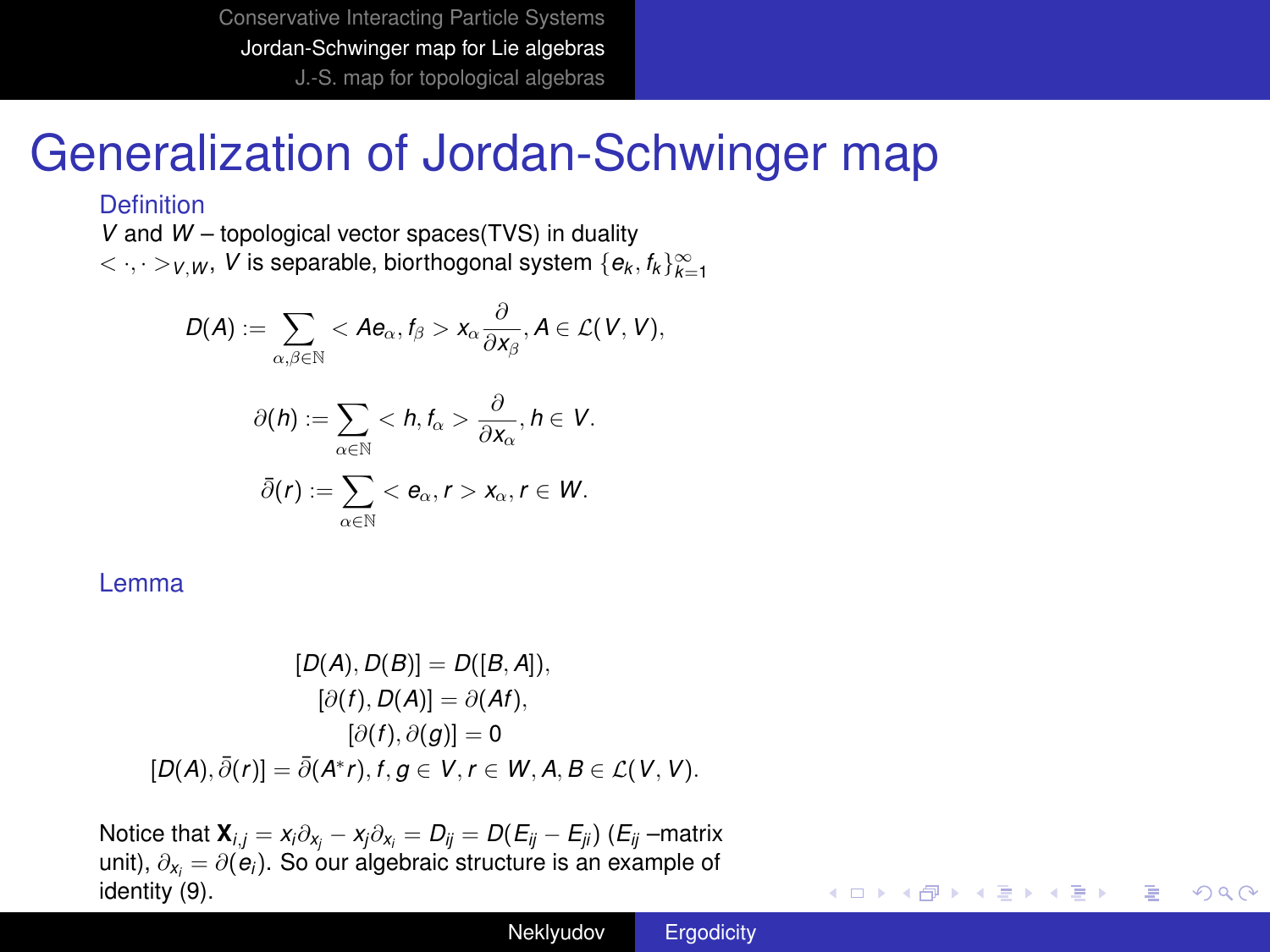# Generalization of Jordan-Schwinger map

**Definition**

$V$ and $W$ – topological vector spaces(TVS) in duality $<\cdot,\cdot>_{V,W}$, $V$ is separable, biorthogonal system $\{e_k, f_k\}_{k=1}^{\infty}$

$$D(A) := \sum_{\alpha,\beta\in\mathbb{N}} < Ae_\alpha, f_\beta > x_\alpha \frac{\partial}{\partial x_\beta}, A \in \mathcal{L}(V,V),$$

$$\partial(h) := \sum_{\alpha\in\mathbb{N}} < h, f_\alpha > \frac{\partial}{\partial x_\alpha}, h \in V.$$

$$\bar{\partial}(r) := \sum_{\alpha\in\mathbb{N}} < e_\alpha, r > x_\alpha, r \in W.$$

**Lemma**

$$[D(A), D(B)] = D([B,A]),$$
$$[\partial(f), D(A)] = \partial(Af),$$
$$[\partial(f), \partial(g)] = 0$$
$$[D(A), \bar{\partial}(r)] = \bar{\partial}(A^* r), f, g \in V, r \in W, A, B \in \mathcal{L}(V,V).$$

Notice that $\mathbf{X}_{i,j} = x_i\partial_{x_j} - x_j\partial_{x_i} = D_{ij} = D(E_{ij} - E_{ji})$ ($E_{ij}$ –matrix unit), $\partial_{x_i} = \partial(e_i)$. So our algebraic structure is an example of identity (9).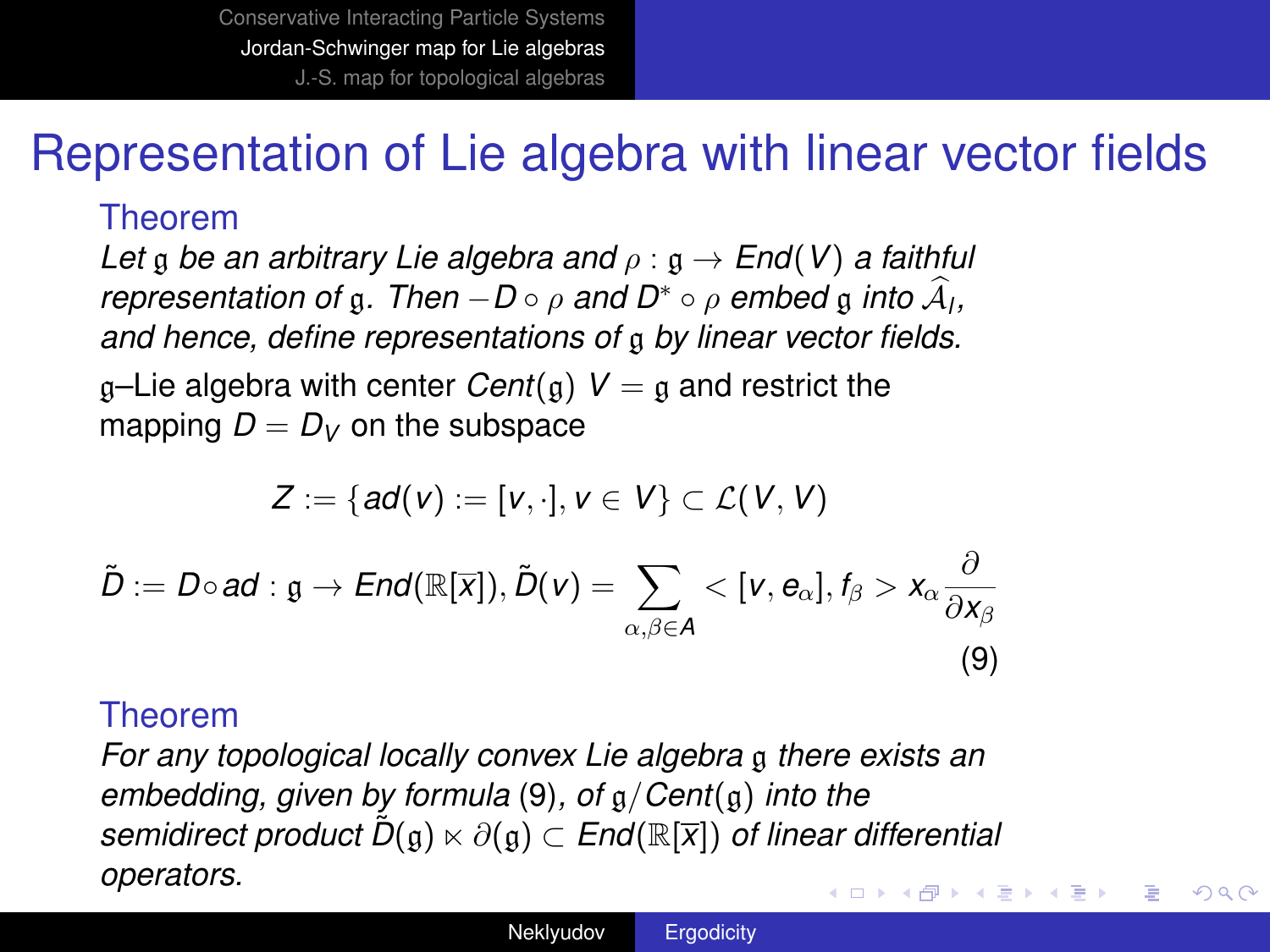# Representation of Lie algebra with linear vector fields

**Theorem**

*Let $\mathfrak{g}$ be an arbitrary Lie algebra and $\rho : \mathfrak{g} \to End(V)$ a faithful representation of $\mathfrak{g}$. Then $-D \circ \rho$ and $D^* \circ \rho$ embed $\mathfrak{g}$ into $\widehat{\mathcal{A}}_l$, and hence, define representations of $\mathfrak{g}$ by linear vector fields.*

$\mathfrak{g}$–Lie algebra with center $Cent(\mathfrak{g})$ $V = \mathfrak{g}$ and restrict the mapping $D = D_V$ on the subspace

$$Z := \{ad(v) := [v, \cdot], v \in V\} \subset \mathcal{L}(V, V)$$

$$\tilde{D} := D \circ ad : \mathfrak{g} \to End(\mathbb{R}[\overline{x}]), \tilde{D}(v) = \sum_{\alpha, \beta \in A} < [v, e_\alpha], f_\beta > x_\alpha \frac{\partial}{\partial x_\beta} \tag{9}$$

**Theorem**

*For any topological locally convex Lie algebra $\mathfrak{g}$ there exists an embedding, given by formula (9), of $\mathfrak{g}/Cent(\mathfrak{g})$ into the semidirect product $\tilde{D}(\mathfrak{g}) \ltimes \partial(\mathfrak{g}) \subset End(\mathbb{R}[\overline{x}])$ of linear differential operators.*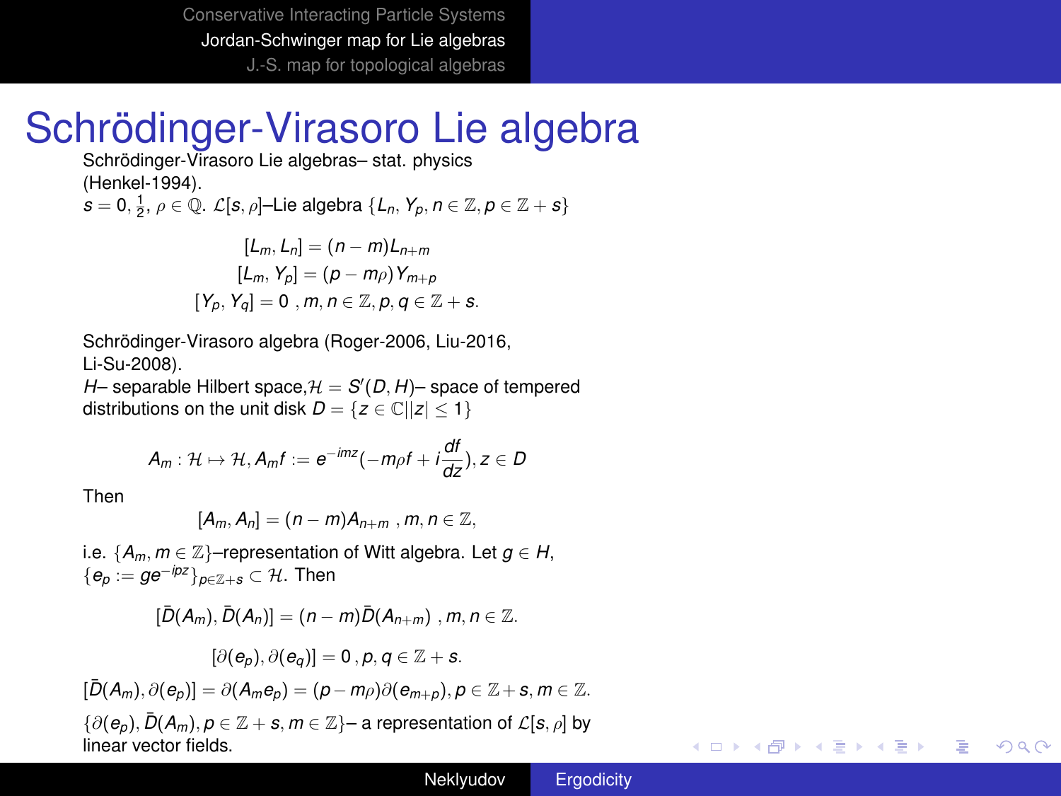# Schrödinger-Virasoro Lie algebra

Schrödinger-Virasoro Lie algebras– stat. physics (Henkel-1994).
$s = 0, \frac{1}{2}$, $\rho \in \mathbb{Q}$. $\mathcal{L}[s,\rho]$–Lie algebra $\{L_n, Y_p, n \in \mathbb{Z}, p \in \mathbb{Z}+s\}$

$$[L_m, L_n] = (n-m)L_{n+m}$$
$$[L_m, Y_p] = (p - m\rho)Y_{m+p}$$
$$[Y_p, Y_q] = 0 \;, m, n \in \mathbb{Z}, p, q \in \mathbb{Z}+s.$$

Schrödinger-Virasoro algebra (Roger-2006, Liu-2016, Li-Su-2008).
$H$– separable Hilbert space, $\mathcal{H} = S'(D, H)$– space of tempered distributions on the unit disk $D = \{z \in \mathbb{C} | |z| \leq 1\}$

$$A_m : \mathcal{H} \mapsto \mathcal{H}, A_m f := e^{-imz}(-m\rho f + i\frac{df}{dz}), z \in D$$

Then

$$[A_m, A_n] = (n-m)A_{n+m} \;, m, n \in \mathbb{Z},$$

i.e. $\{A_m, m \in \mathbb{Z}\}$–representation of Witt algebra. Let $g \in H$, $\{e_p := ge^{-ipz}\}_{p \in \mathbb{Z}+s} \subset \mathcal{H}$. Then

$$[\bar{D}(A_m), \bar{D}(A_n)] = (n-m)\bar{D}(A_{n+m}) \;, m, n \in \mathbb{Z}.$$

$$[\partial(e_p), \partial(e_q)] = 0 \,, p, q \in \mathbb{Z}+s.$$

$$[\bar{D}(A_m), \partial(e_p)] = \partial(A_m e_p) = (p - m\rho)\partial(e_{m+p}), p \in \mathbb{Z}+s, m \in \mathbb{Z}.$$

$\{\partial(e_p), \bar{D}(A_m), p \in \mathbb{Z}+s, m \in \mathbb{Z}\}$– a representation of $\mathcal{L}[s,\rho]$ by linear vector fields.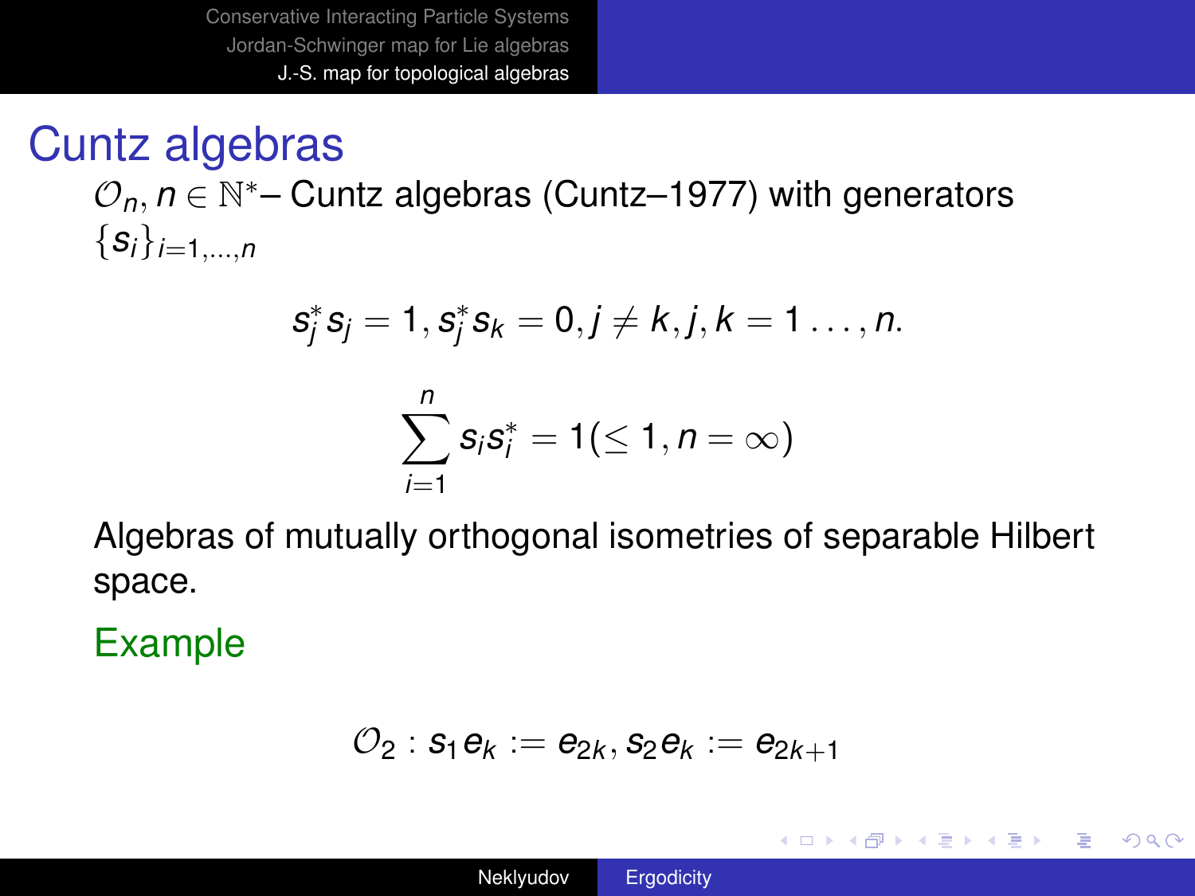# Cuntz algebras

$\mathcal{O}_n, n \in \mathbb{N}^*$– Cuntz algebras (Cuntz–1977) with generators $\{s_i\}_{i=1,\ldots,n}$

$$s_j^* s_j = 1, s_j^* s_k = 0, j \neq k, j, k = 1 \ldots, n.$$

$$\sum_{i=1}^{n} s_i s_i^* = 1 (\leq 1, n = \infty)$$

Algebras of mutually orthogonal isometries of separable Hilbert space.

## Example

$$\mathcal{O}_2 : s_1 e_k := e_{2k}, s_2 e_k := e_{2k+1}$$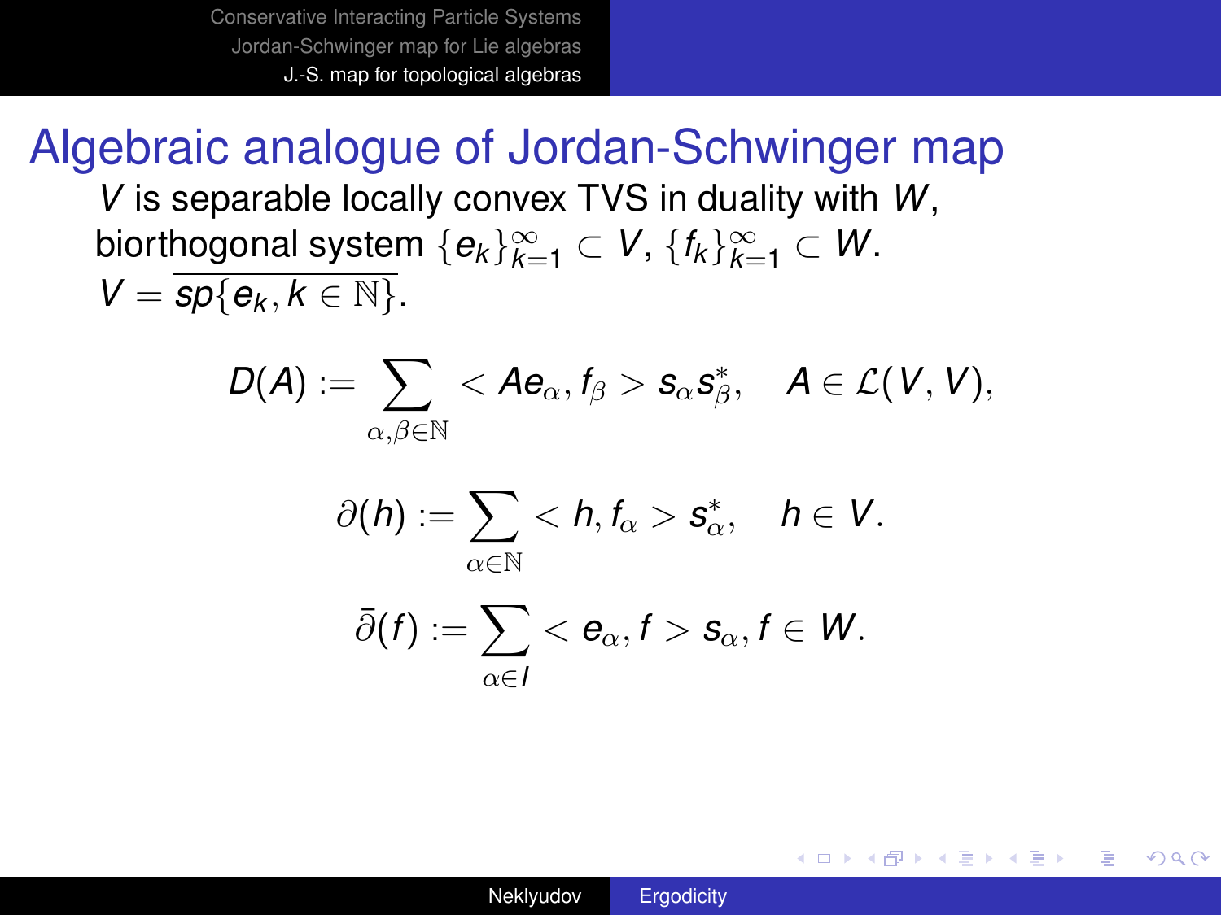# Algebraic analogue of Jordan-Schwinger map

$V$ is separable locally convex TVS in duality with $W$, biorthogonal system $\{e_k\}_{k=1}^{\infty} \subset V$, $\{f_k\}_{k=1}^{\infty} \subset W$. $V = \overline{sp\{e_k, k \in \mathbb{N}\}}$.

$$D(A) := \sum_{\alpha,\beta \in \mathbb{N}} < Ae_\alpha, f_\beta > s_\alpha s_\beta^*, \quad A \in \mathcal{L}(V, V),$$

$$\partial(h) := \sum_{\alpha \in \mathbb{N}} < h, f_\alpha > s_\alpha^*, \quad h \in V.$$

$$\bar{\partial}(f) := \sum_{\alpha \in I} < e_\alpha, f > s_\alpha, f \in W.$$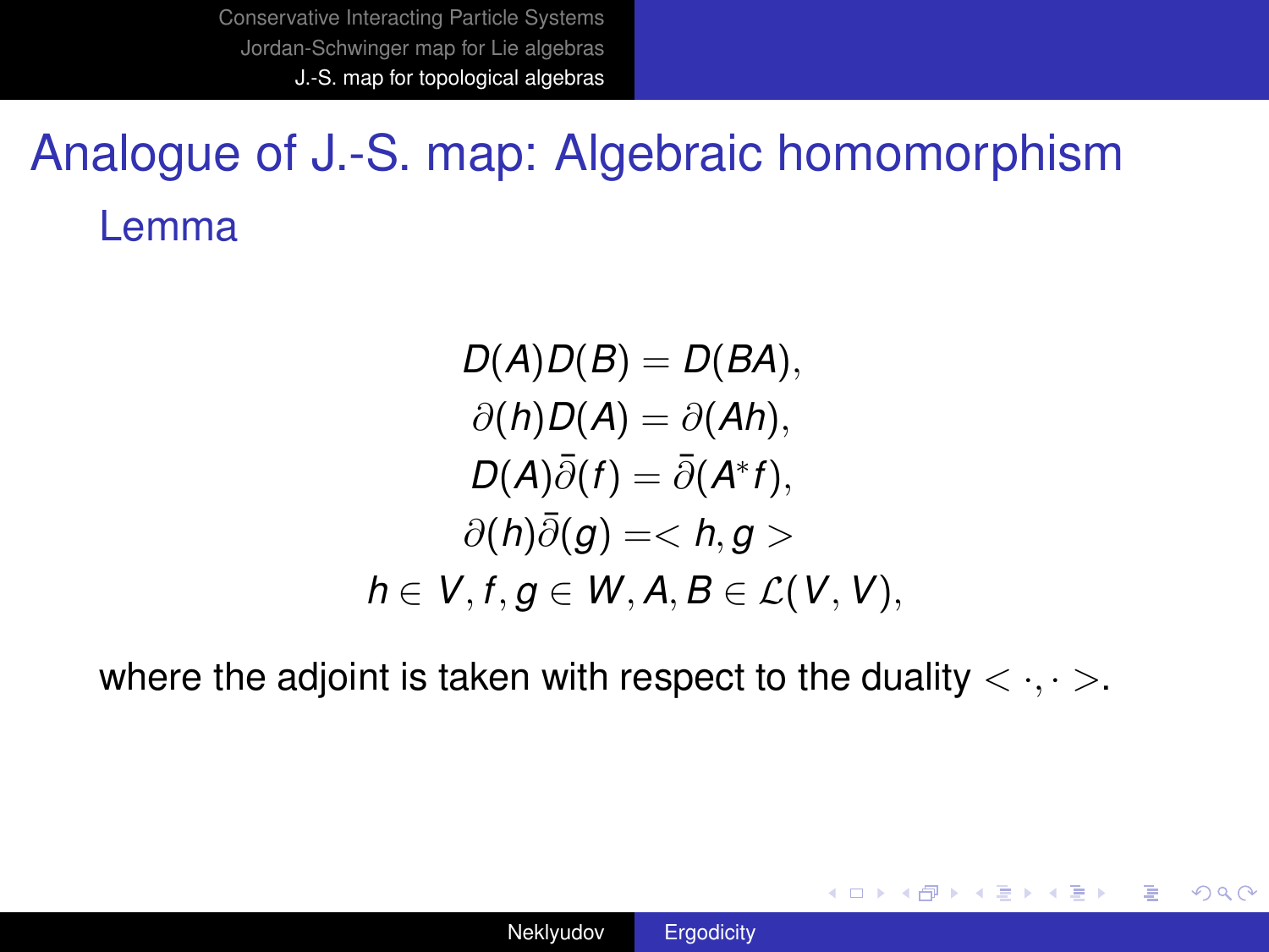# Analogue of J.-S. map: Algebraic homomorphism

## Lemma

$$
\begin{gathered}
D(A)D(B) = D(BA), \\
\partial(h)D(A) = \partial(Ah), \\
D(A)\bar{\partial}(f) = \bar{\partial}(A^* f), \\
\partial(h)\bar{\partial}(g) = < h, g > \\
h \in V, f, g \in W, A, B \in \mathcal{L}(V, V),
\end{gathered}
$$

where the adjoint is taken with respect to the duality $< \cdot, \cdot >$.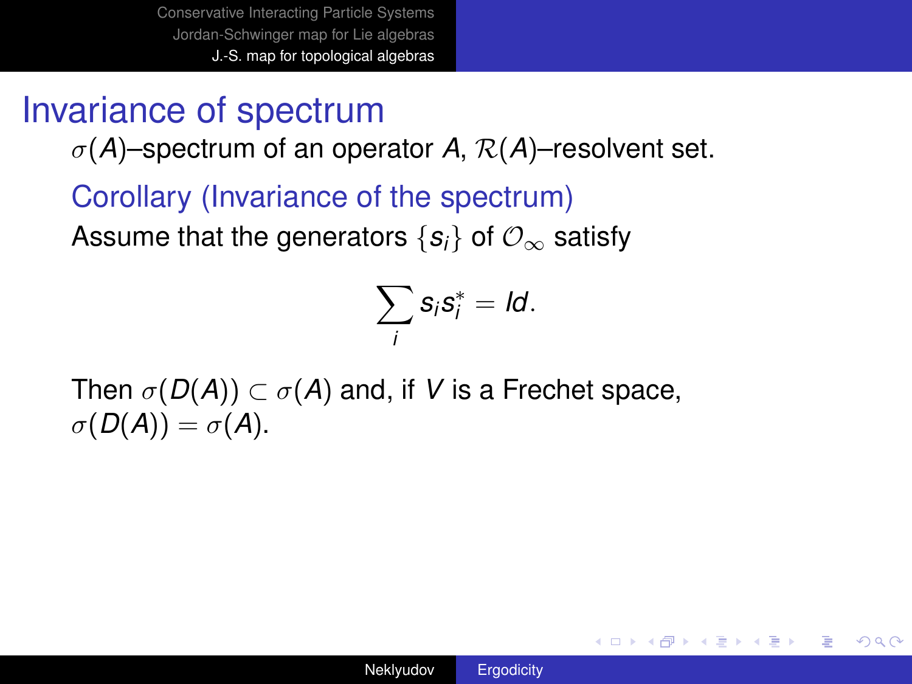# Invariance of spectrum

$\sigma(A)$–spectrum of an operator $A$, $\mathcal{R}(A)$–resolvent set.

## Corollary (Invariance of the spectrum)

Assume that the generators $\{s_i\}$ of $\mathcal{O}_\infty$ satisfy

$$\sum_i s_i s_i^* = Id.$$

Then $\sigma(D(A)) \subset \sigma(A)$ and, if $V$ is a Frechet space, $\sigma(D(A)) = \sigma(A)$.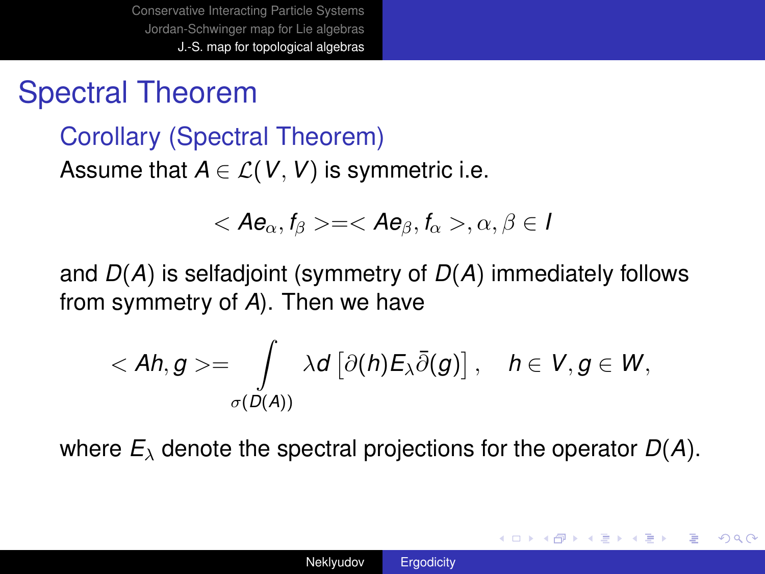# Spectral Theorem

## Corollary (Spectral Theorem)

Assume that $A \in \mathcal{L}(V, V)$ is symmetric i.e.

$$< Ae_\alpha, f_\beta > = < Ae_\beta, f_\alpha >, \alpha, \beta \in I$$

and $D(A)$ is selfadjoint (symmetry of $D(A)$ immediately follows from symmetry of $A$). Then we have

$$< Ah, g > = \int_{\sigma(D(A))} \lambda d \left[ \partial(h) E_\lambda \bar{\partial}(g) \right], \quad h \in V, g \in W,$$

where $E_\lambda$ denote the spectral projections for the operator $D(A)$.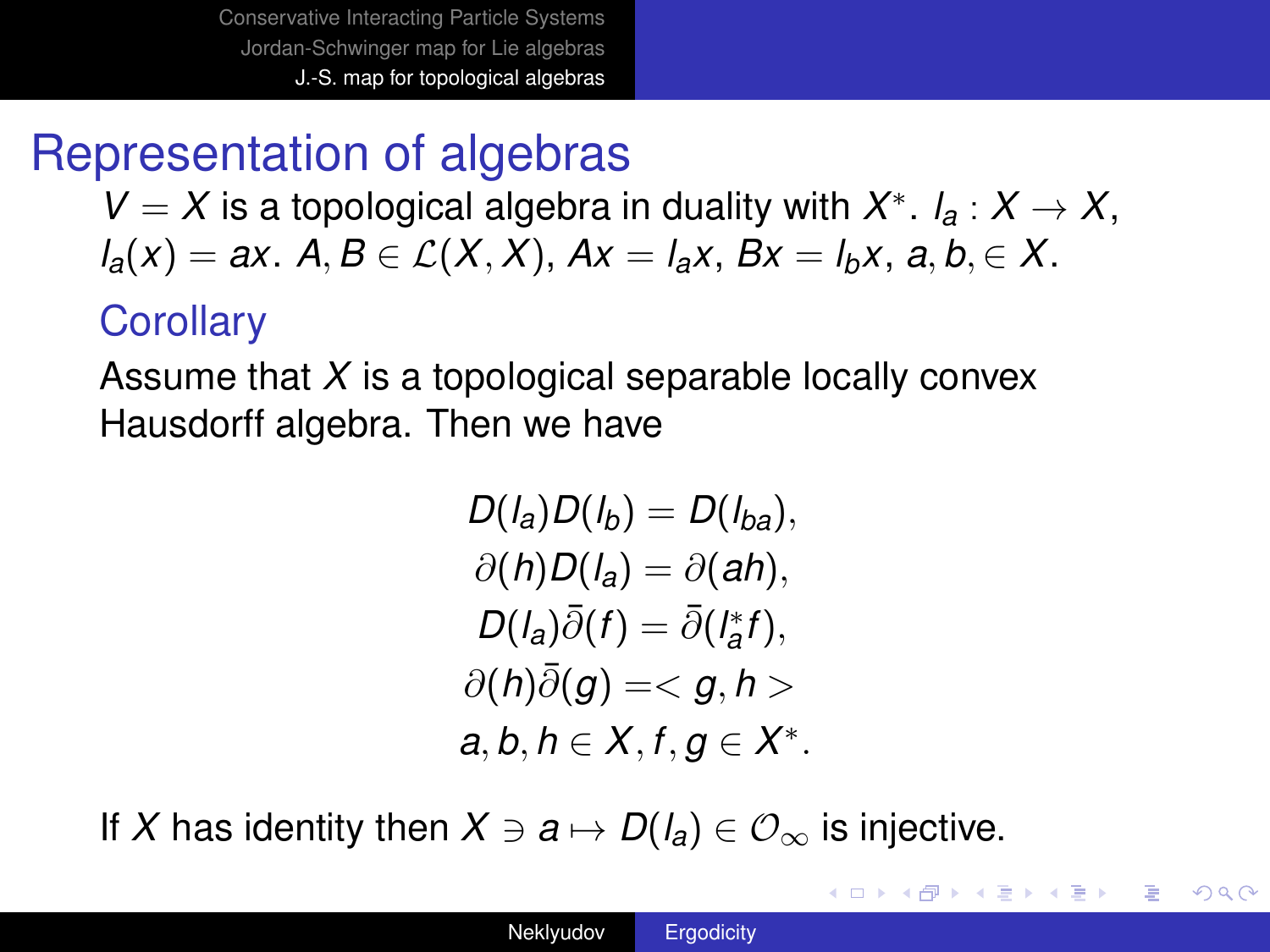# Representation of algebras

$V = X$ is a topological algebra in duality with $X^*$. $l_a : X \to X$, $l_a(x) = ax$. $A, B \in \mathcal{L}(X, X)$, $Ax = l_a x$, $Bx = l_b x$, $a, b, \in X$.

### Corollary

Assume that $X$ is a topological separable locally convex Hausdorff algebra. Then we have

$$
\begin{gathered}
D(l_a)D(l_b) = D(l_{ba}), \\
\partial(h)D(l_a) = \partial(ah), \\
D(l_a)\bar{\partial}(f) = \bar{\partial}(l_a^* f), \\
\partial(h)\bar{\partial}(g) = < g, h > \\
a, b, h \in X, f, g \in X^*.
\end{gathered}
$$

If $X$ has identity then $X \ni a \mapsto D(l_a) \in \mathcal{O}_\infty$ is injective.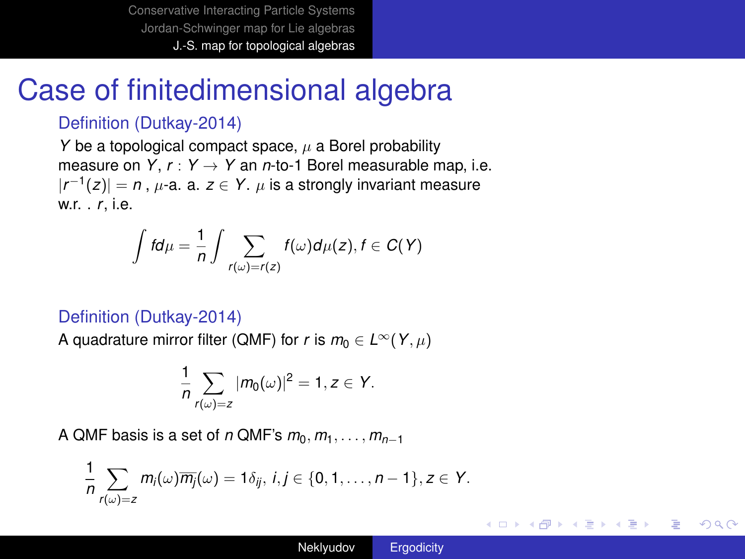# Case of finitedimensional algebra

### Definition (Dutkay-2014)

$Y$ be a topological compact space, $\mu$ a Borel probability measure on $Y$, $r : Y \to Y$ an $n$-to-1 Borel measurable map, i.e. $|r^{-1}(z)| = n$ , $\mu$-a. a. $z \in Y$. $\mu$ is a strongly invariant measure w.r. . $r$, i.e.

$$\int f d\mu = \frac{1}{n} \int \sum_{r(\omega)=r(z)} f(\omega) d\mu(z), f \in C(Y)$$

### Definition (Dutkay-2014)

A quadrature mirror filter (QMF) for $r$ is $m_0 \in L^\infty(Y, \mu)$

$$\frac{1}{n} \sum_{r(\omega)=z} |m_0(\omega)|^2 = 1, z \in Y.$$

A QMF basis is a set of $n$ QMF's $m_0, m_1, \ldots, m_{n-1}$

$$\frac{1}{n} \sum_{r(\omega)=z} m_i(\omega) \overline{m_j}(\omega) = 1\delta_{ij}, \; i, j \in \{0, 1, \ldots, n-1\}, z \in Y.$$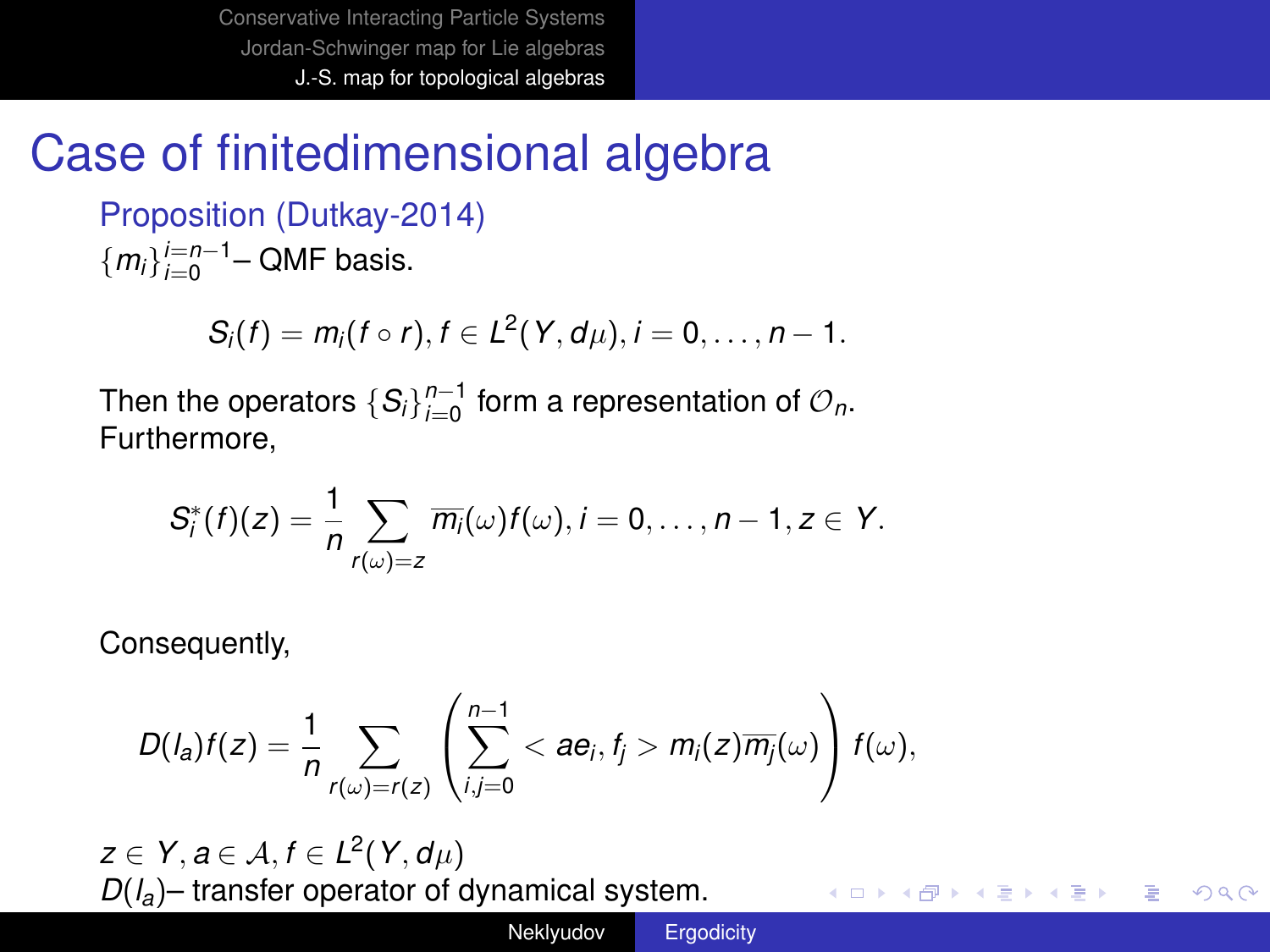# Case of finitedimensional algebra

**Proposition (Dutkay-2014)**

$\{m_i\}_{i=0}^{i=n-1}$– QMF basis.

$$S_i(f) = m_i(f \circ r), f \in L^2(Y, d\mu), i = 0, \ldots, n-1.$$

Then the operators $\{S_i\}_{i=0}^{n-1}$ form a representation of $\mathcal{O}_n$. Furthermore,

$$S_i^*(f)(z) = \frac{1}{n} \sum_{r(\omega)=z} \overline{m_i}(\omega) f(\omega), i = 0, \ldots, n-1, z \in Y.$$

Consequently,

$$D(l_a)f(z) = \frac{1}{n} \sum_{r(\omega)=r(z)} \left( \sum_{i,j=0}^{n-1} < ae_i, f_j > m_i(z)\overline{m_j}(\omega) \right) f(\omega),$$

$z \in Y, a \in \mathcal{A}, f \in L^2(Y, d\mu)$
$D(l_a)$– transfer operator of dynamical system.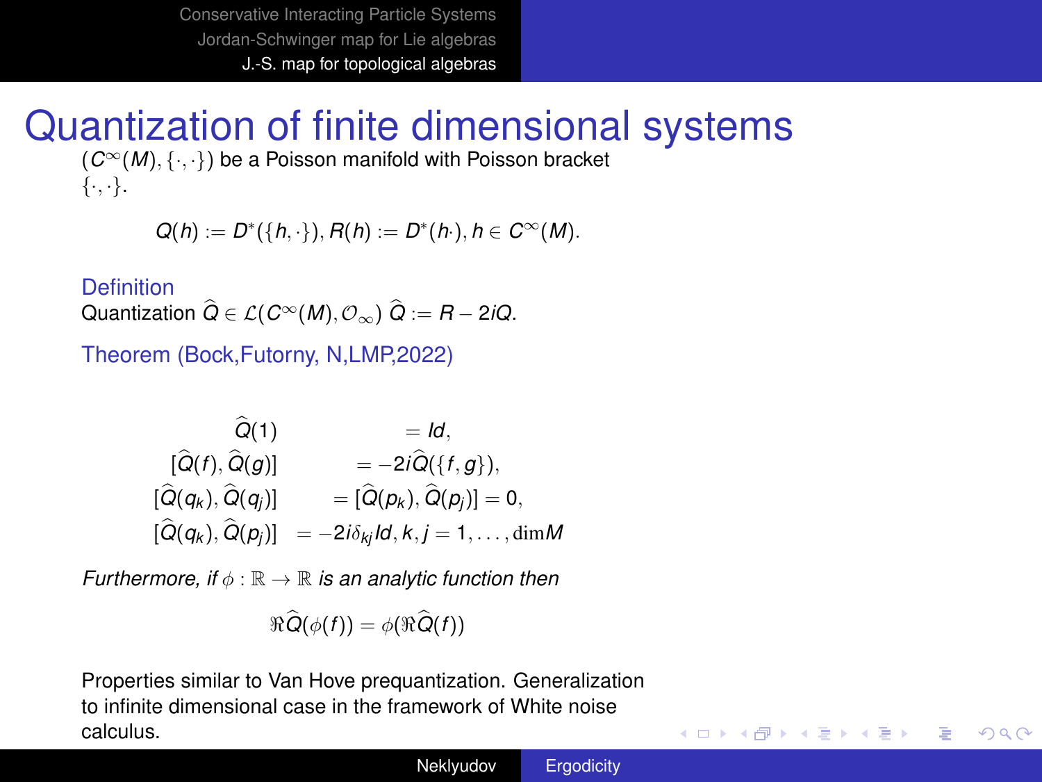# Quantization of finite dimensional systems

$(C^\infty(M), \{\cdot,\cdot\})$ be a Poisson manifold with Poisson bracket $\{\cdot,\cdot\}$.

$$Q(h) := D^*(\{h,\cdot\}), R(h) := D^*(h\cdot), h \in C^\infty(M).$$

**Definition**

Quantization $\widehat{Q} \in \mathcal{L}(C^\infty(M), \mathcal{O}_\infty)$ $\widehat{Q} := R - 2iQ$.

**Theorem (Bock,Futorny, N,LMP,2022)**

$$\begin{aligned}
\widehat{Q}(1) &= Id, \\
[\widehat{Q}(f), \widehat{Q}(g)] &= -2i\widehat{Q}(\{f,g\}), \\
[\widehat{Q}(q_k), \widehat{Q}(q_j)] &= [\widehat{Q}(p_k), \widehat{Q}(p_j)] = 0, \\
[\widehat{Q}(q_k), \widehat{Q}(p_j)] &= -2i\delta_{kj} Id, k,j = 1, \ldots, \dim M
\end{aligned}$$

*Furthermore, if $\phi : \mathbb{R} \to \mathbb{R}$ is an analytic function then*

$$\Re\widehat{Q}(\phi(f)) = \phi(\Re\widehat{Q}(f))$$

Properties similar to Van Hove prequantization. Generalization to infinite dimensional case in the framework of White noise calculus.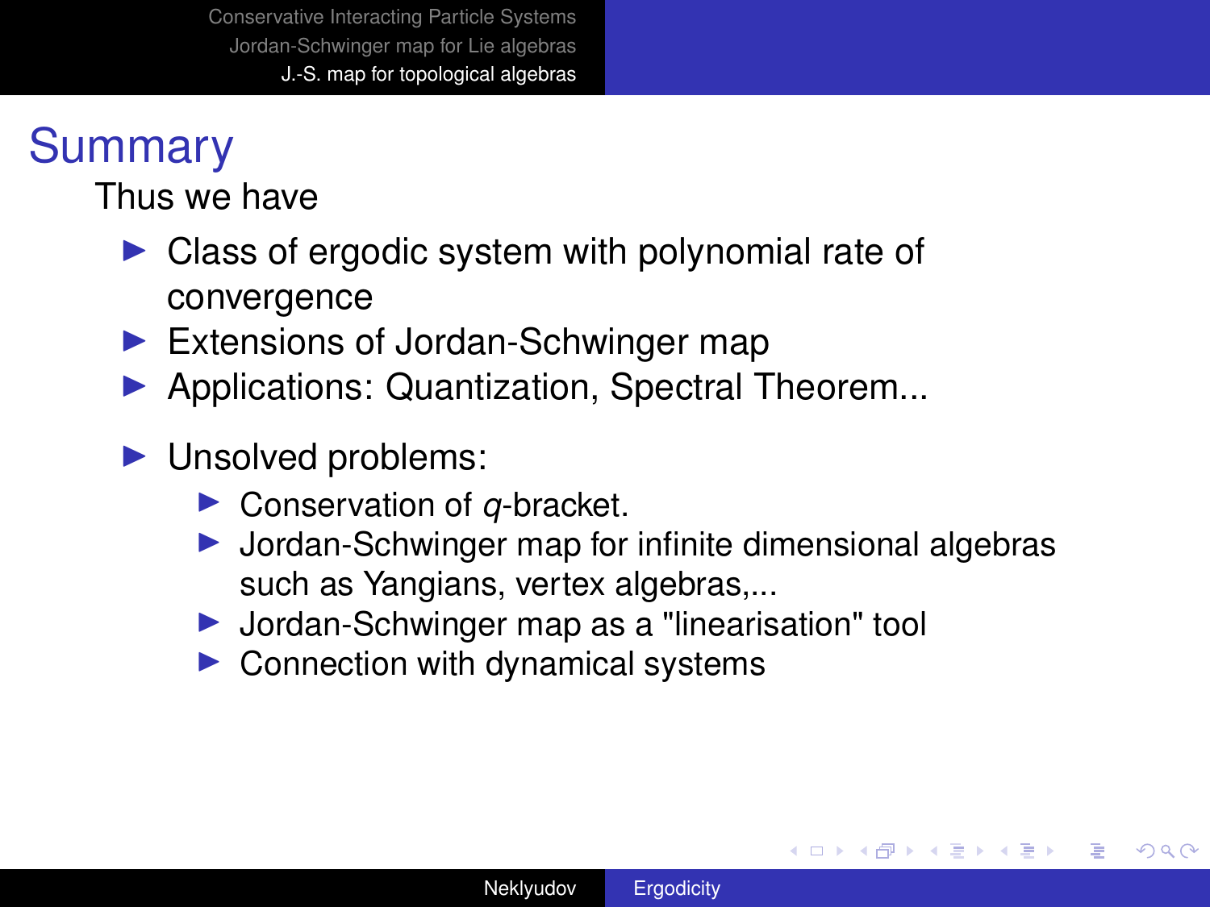# Summary

Thus we have

- Class of ergodic system with polynomial rate of convergence
- Extensions of Jordan-Schwinger map
- Applications: Quantization, Spectral Theorem...
- Unsolved problems:
  - Conservation of $q$-bracket.
  - Jordan-Schwinger map for infinite dimensional algebras such as Yangians, vertex algebras,...
  - Jordan-Schwinger map as a "linearisation" tool
  - Connection with dynamical systems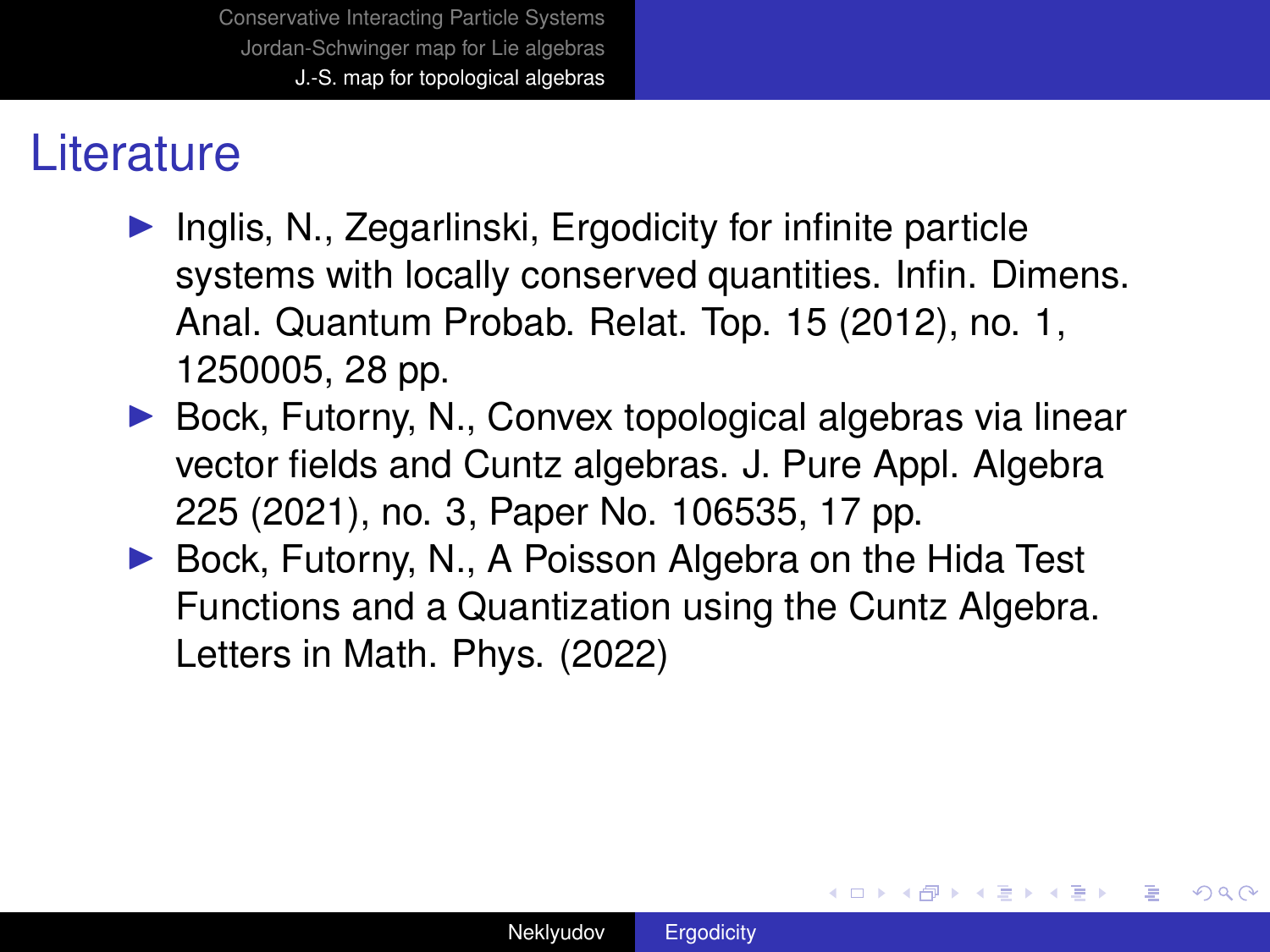# Literature

- Inglis, N., Zegarlinski, Ergodicity for infinite particle systems with locally conserved quantities. Infin. Dimens. Anal. Quantum Probab. Relat. Top. 15 (2012), no. 1, 1250005, 28 pp.
- Bock, Futorny, N., Convex topological algebras via linear vector fields and Cuntz algebras. J. Pure Appl. Algebra 225 (2021), no. 3, Paper No. 106535, 17 pp.
- Bock, Futorny, N., A Poisson Algebra on the Hida Test Functions and a Quantization using the Cuntz Algebra. Letters in Math. Phys. (2022)